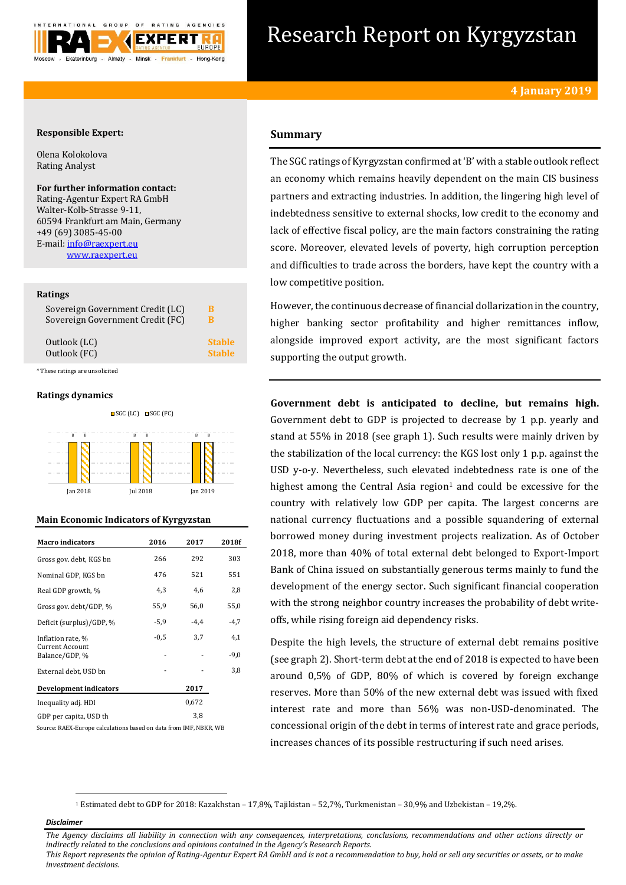# Research Report on Kyrgyzstan

**4 January 2019**

**Responsible Expert:**

Olena Kolokolova
Rating Analyst

**For further information contact:**
Rating-Agentur Expert RA GmbH
Walter-Kolb-Strasse 9-11,
60594 Frankfurt am Main, Germany
+49 (69) 3085-45-00
E-mail: info@raexpert.eu
www.raexpert.eu

**Ratings**

| | |
|---|---|
| Sovereign Government Credit (LC) | B |
| Sovereign Government Credit (FC) | B |
| Outlook (LC) | Stable |
| Outlook (FC) | Stable |

*These ratings are unsolicited

**Ratings dynamics**

| | SGC (LC) | SGC (FC) |
|---|---|---|
| Jan 2018 | B | B |
| Jul 2018 | B | B |
| Jan 2019 | B | B |

**Main Economic Indicators of Kyrgyzstan**

| Macro indicators | 2016 | 2017 | 2018f |
|---|---|---|---|
| Gross gov. debt, KGS bn | 266 | 292 | 303 |
| Nominal GDP, KGS bn | 476 | 521 | 551 |
| Real GDP growth, % | 4,3 | 4,6 | 2,8 |
| Gross gov. debt/GDP, % | 55,9 | 56,0 | 55,0 |
| Deficit (surplus)/GDP, % | -5,9 | -4,4 | -4,7 |
| Inflation rate, % | -0,5 | 3,7 | 4,1 |
| Current Account Balance/GDP, % | - | - | -9,0 |
| External debt, USD bn | - | - | 3,8 |
| **Development indicators** | | **2017** | |
| Inequality adj. HDI | | 0,672 | |
| GDP per capita, USD th | | 3,8 | |

Source: RAEX-Europe calculations based on data from IMF, NBKR, WB

## Summary

The SGC ratings of Kyrgyzstan confirmed at 'B' with a stable outlook reflect an economy which remains heavily dependent on the main CIS business partners and extracting industries. In addition, the lingering high level of indebtedness sensitive to external shocks, low credit to the economy and lack of effective fiscal policy, are the main factors constraining the rating score. Moreover, elevated levels of poverty, high corruption perception and difficulties to trade across the borders, have kept the country with a low competitive position.

However, the continuous decrease of financial dollarization in the country, higher banking sector profitability and higher remittances inflow, alongside improved export activity, are the most significant factors supporting the output growth.

**Government debt is anticipated to decline, but remains high.** Government debt to GDP is projected to decrease by 1 p.p. yearly and stand at 55% in 2018 (see graph 1). Such results were mainly driven by the stabilization of the local currency: the KGS lost only 1 p.p. against the USD y-o-y. Nevertheless, such elevated indebtedness rate is one of the highest among the Central Asia region[1] and could be excessive for the country with relatively low GDP per capita. The largest concerns are national currency fluctuations and a possible squandering of external borrowed money during investment projects realization. As of October 2018, more than 40% of total external debt belonged to Export-Import Bank of China issued on substantially generous terms mainly to fund the development of the energy sector. Such significant financial cooperation with the strong neighbor country increases the probability of debt write-offs, while rising foreign aid dependency risks.

Despite the high levels, the structure of external debt remains positive (see graph 2). Short-term debt at the end of 2018 is expected to have been around 0,5% of GDP, 80% of which is covered by foreign exchange reserves. More than 50% of the new external debt was issued with fixed interest rate and more than 56% was non-USD-denominated. The concessional origin of the debt in terms of interest rate and grace periods, increases chances of its possible restructuring if such need arises.

[1] Estimated debt to GDP for 2018: Kazakhstan – 17,8%, Tajikistan – 52,7%, Turkmenistan – 30,9% and Uzbekistan – 19,2%.

***Disclaimer***

*The Agency disclaims all liability in connection with any consequences, interpretations, conclusions, recommendations and other actions directly or indirectly related to the conclusions and opinions contained in the Agency's Research Reports.*
*This Report represents the opinion of Rating-Agentur Expert RA GmbH and is not a recommendation to buy, hold or sell any securities or assets, or to make investment decisions.*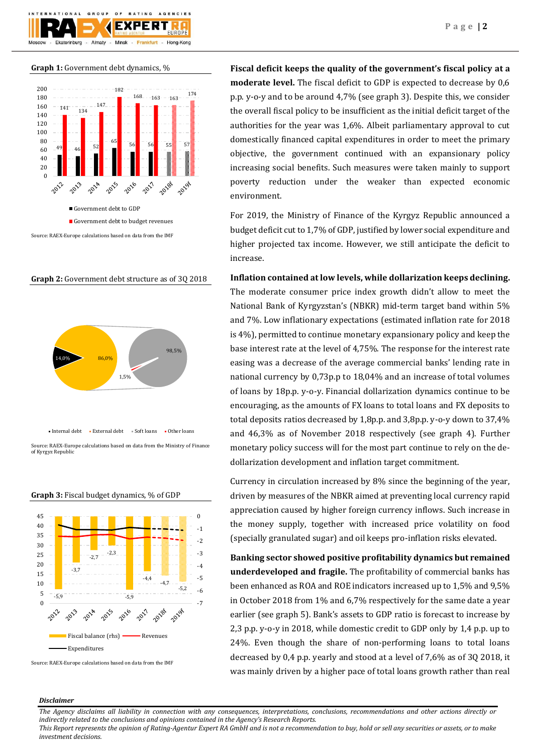**Graph 1:** Government debt dynamics, %

| | 2012 | 2013 | 2014 | 2015 | 2016 | 2017 | 2018f | 2019f |
|---|---|---|---|---|---|---|---|---|
| Government debt to GDP | 49 | 46 | 52 | 65 | 56 | 56 | 55 | 57 |
| Government debt to budget revenues | 141 | 134 | 147 | 182 | 168 | 163 | 163 | 174 |

Source: RAEX-Europe calculations based on data from the IMF

**Graph 2:** Government debt structure as of 3Q 2018

| Category | Share |
|---|---|
| Internal debt | 14,0% |
| External debt | 86,0% |
| Soft loans | 98,5% |
| Other loans | 1,5% |

Source: RAEX-Europe calculations based on data from the Ministry of Finance of Kyrgyz Republic

**Graph 3:** Fiscal budget dynamics, % of GDP

| | 2012 | 2013 | 2014 | 2015 | 2016 | 2017 | 2018f | 2019f |
|---|---|---|---|---|---|---|---|---|
| Fiscal balance (rhs) | -5,9 | -3,7 | -2,7 | -2,3 | -5,9 | -4,4 | -4,7 | -5,2 |

Lines: Revenues, Expenditures

Source: RAEX-Europe calculations based on data from the IMF

**Fiscal deficit keeps the quality of the government's fiscal policy at a moderate level.** The fiscal deficit to GDP is expected to decrease by 0,6 p.p. y-o-y and to be around 4,7% (see graph 3). Despite this, we consider the overall fiscal policy to be insufficient as the initial deficit target of the authorities for the year was 1,6%. Albeit parliamentary approval to cut domestically financed capital expenditures in order to meet the primary objective, the government continued with an expansionary policy increasing social benefits. Such measures were taken mainly to support poverty reduction under the weaker than expected economic environment.

For 2019, the Ministry of Finance of the Kyrgyz Republic announced a budget deficit cut to 1,7% of GDP, justified by lower social expenditure and higher projected tax income. However, we still anticipate the deficit to increase.

**Inflation contained at low levels, while dollarization keeps declining.** The moderate consumer price index growth didn't allow to meet the National Bank of Kyrgyzstan's (NBKR) mid-term target band within 5% and 7%. Low inflationary expectations (estimated inflation rate for 2018 is 4%), permitted to continue monetary expansionary policy and keep the base interest rate at the level of 4,75%. The response for the interest rate easing was a decrease of the average commercial banks' lending rate in national currency by 0,73p.p to 18,04% and an increase of total volumes of loans by 18p.p. y-o-y. Financial dollarization dynamics continue to be encouraging, as the amounts of FX loans to total loans and FX deposits to total deposits ratios decreased by 1,8p.p. and 3,8p.p. y-o-y down to 37,4% and 46,3% as of November 2018 respectively (see graph 4). Further monetary policy success will for the most part continue to rely on the de-dollarization development and inflation target commitment.

Currency in circulation increased by 8% since the beginning of the year, driven by measures of the NBKR aimed at preventing local currency rapid appreciation caused by higher foreign currency inflows. Such increase in the money supply, together with increased price volatility on food (specially granulated sugar) and oil keeps pro-inflation risks elevated.

**Banking sector showed positive profitability dynamics but remained underdeveloped and fragile.** The profitability of commercial banks has been enhanced as ROA and ROE indicators increased up to 1,5% and 9,5% in October 2018 from 1% and 6,7% respectively for the same date a year earlier (see graph 5). Bank's assets to GDP ratio is forecast to increase by 2,3 p.p. y-o-y in 2018, while domestic credit to GDP only by 1,4 p.p. up to 24%. Even though the share of non-performing loans to total loans decreased by 0,4 p.p. yearly and stood at a level of 7,6% as of 3Q 2018, it was mainly driven by a higher pace of total loans growth rather than real

***Disclaimer***

*The Agency disclaims all liability in connection with any consequences, interpretations, conclusions, recommendations and other actions directly or indirectly related to the conclusions and opinions contained in the Agency's Research Reports.*
*This Report represents the opinion of Rating-Agentur Expert RA GmbH and is not a recommendation to buy, hold or sell any securities or assets, or to make investment decisions.*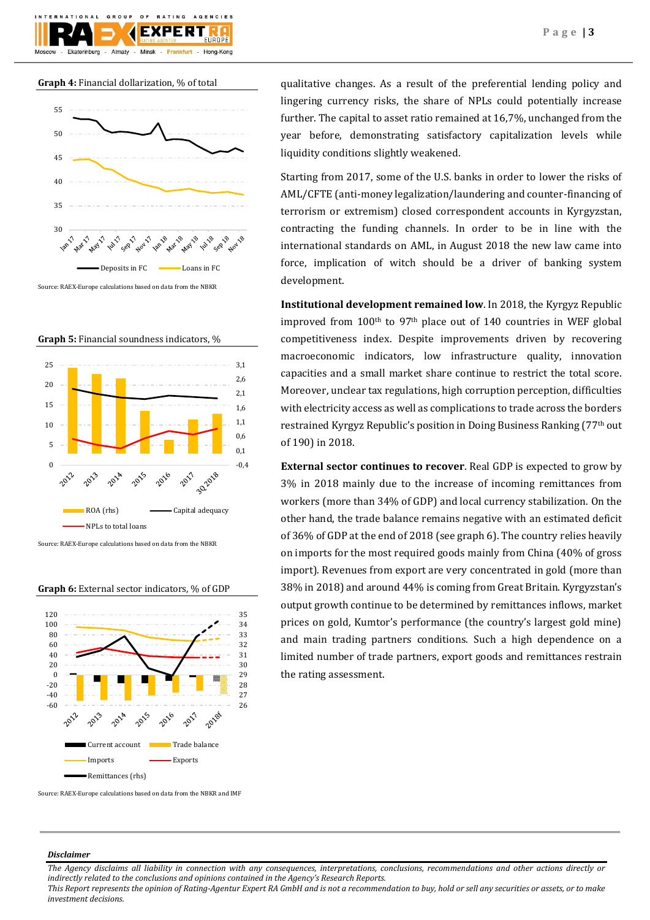**Graph 4:** Financial dollarization, % of total

Source: RAEX-Europe calculations based on data from the NBKR

**Graph 5:** Financial soundness indicators, %

Source: RAEX-Europe calculations based on data from the NBKR

**Graph 6:** External sector indicators, % of GDP

Source: RAEX-Europe calculations based on data from the NBKR and IMF

qualitative changes. As a result of the preferential lending policy and lingering currency risks, the share of NPLs could potentially increase further. The capital to asset ratio remained at 16,7%, unchanged from the year before, demonstrating satisfactory capitalization levels while liquidity conditions slightly weakened.

Starting from 2017, some of the U.S. banks in order to lower the risks of AML/CFTE (anti-money legalization/laundering and counter-financing of terrorism or extremism) closed correspondent accounts in Kyrgyzstan, contracting the funding channels. In order to be in line with the international standards on AML, in August 2018 the new law came into force, implication of witch should be a driver of banking system development.

**Institutional development remained low**. In 2018, the Kyrgyz Republic improved from 100th to 97th place out of 140 countries in WEF global competitiveness index. Despite improvements driven by recovering macroeconomic indicators, low infrastructure quality, innovation capacities and a small market share continue to restrict the total score. Moreover, unclear tax regulations, high corruption perception, difficulties with electricity access as well as complications to trade across the borders restrained Kyrgyz Republic's position in Doing Business Ranking (77th out of 190) in 2018.

**External sector continues to recover**. Real GDP is expected to grow by 3% in 2018 mainly due to the increase of incoming remittances from workers (more than 34% of GDP) and local currency stabilization. On the other hand, the trade balance remains negative with an estimated deficit of 36% of GDP at the end of 2018 (see graph 6). The country relies heavily on imports for the most required goods mainly from China (40% of gross import). Revenues from export are very concentrated in gold (more than 38% in 2018) and around 44% is coming from Great Britain. Kyrgyzstan's output growth continue to be determined by remittances inflows, market prices on gold, Kumtor's performance (the country's largest gold mine) and main trading partners conditions. Such a high dependence on a limited number of trade partners, export goods and remittances restrain the rating assessment.

***Disclaimer***

*The Agency disclaims all liability in connection with any consequences, interpretations, conclusions, recommendations and other actions directly or indirectly related to the conclusions and opinions contained in the Agency's Research Reports.*
*This Report represents the opinion of Rating-Agentur Expert RA GmbH and is not a recommendation to buy, hold or sell any securities or assets, or to make investment decisions.*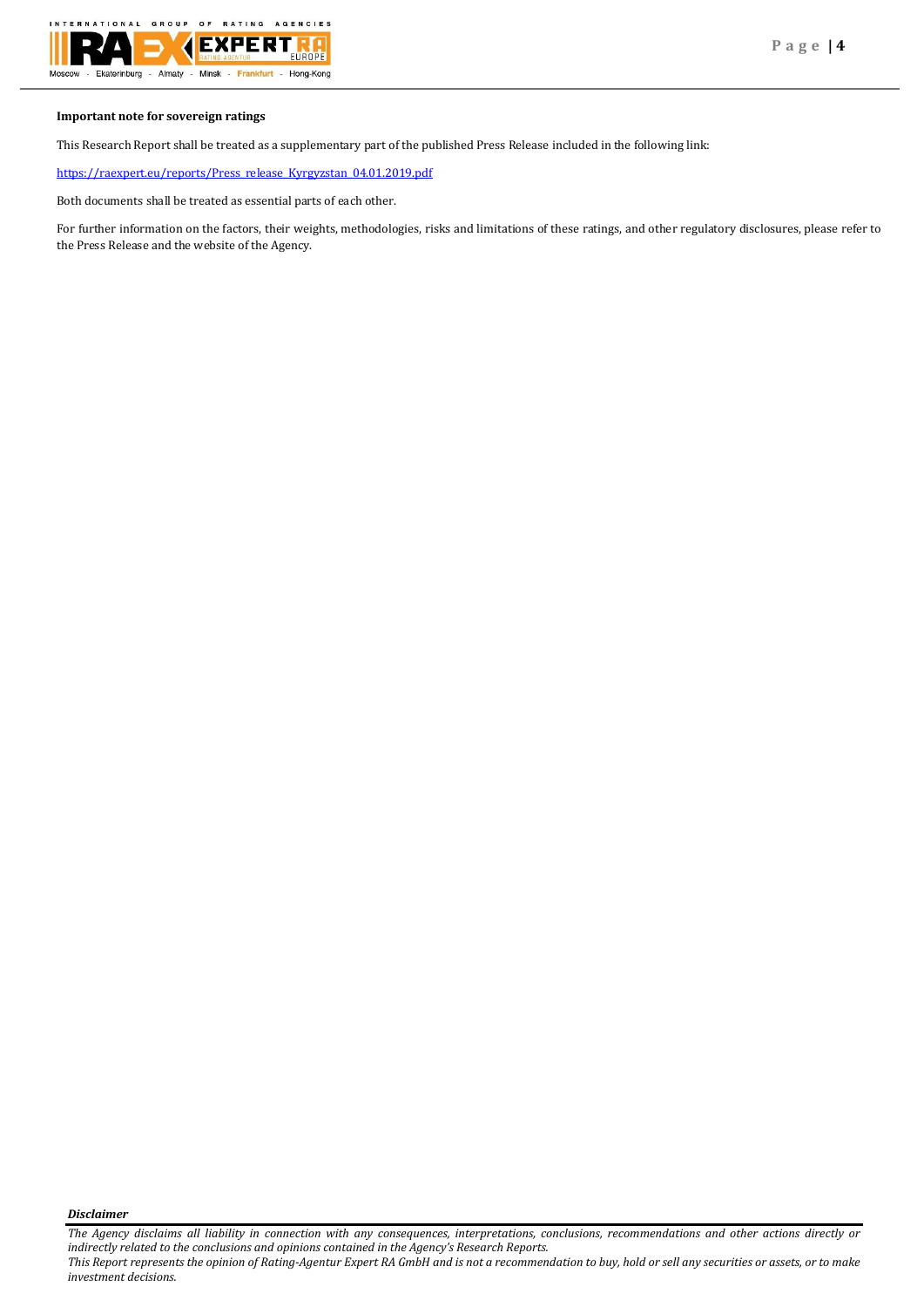**Important note for sovereign ratings**

This Research Report shall be treated as a supplementary part of the published Press Release included in the following link:

[https://raexpert.eu/reports/Press_release_Kyrgyzstan_04.01.2019.pdf](https://raexpert.eu/reports/Press_release_Kyrgyzstan_04.01.2019.pdf)

Both documents shall be treated as essential parts of each other.

For further information on the factors, their weights, methodologies, risks and limitations of these ratings, and other regulatory disclosures, please refer to the Press Release and the website of the Agency.

***Disclaimer***

*The Agency disclaims all liability in connection with any consequences, interpretations, conclusions, recommendations and other actions directly or indirectly related to the conclusions and opinions contained in the Agency's Research Reports.*

*This Report represents the opinion of Rating-Agentur Expert RA GmbH and is not a recommendation to buy, hold or sell any securities or assets, or to make investment decisions.*